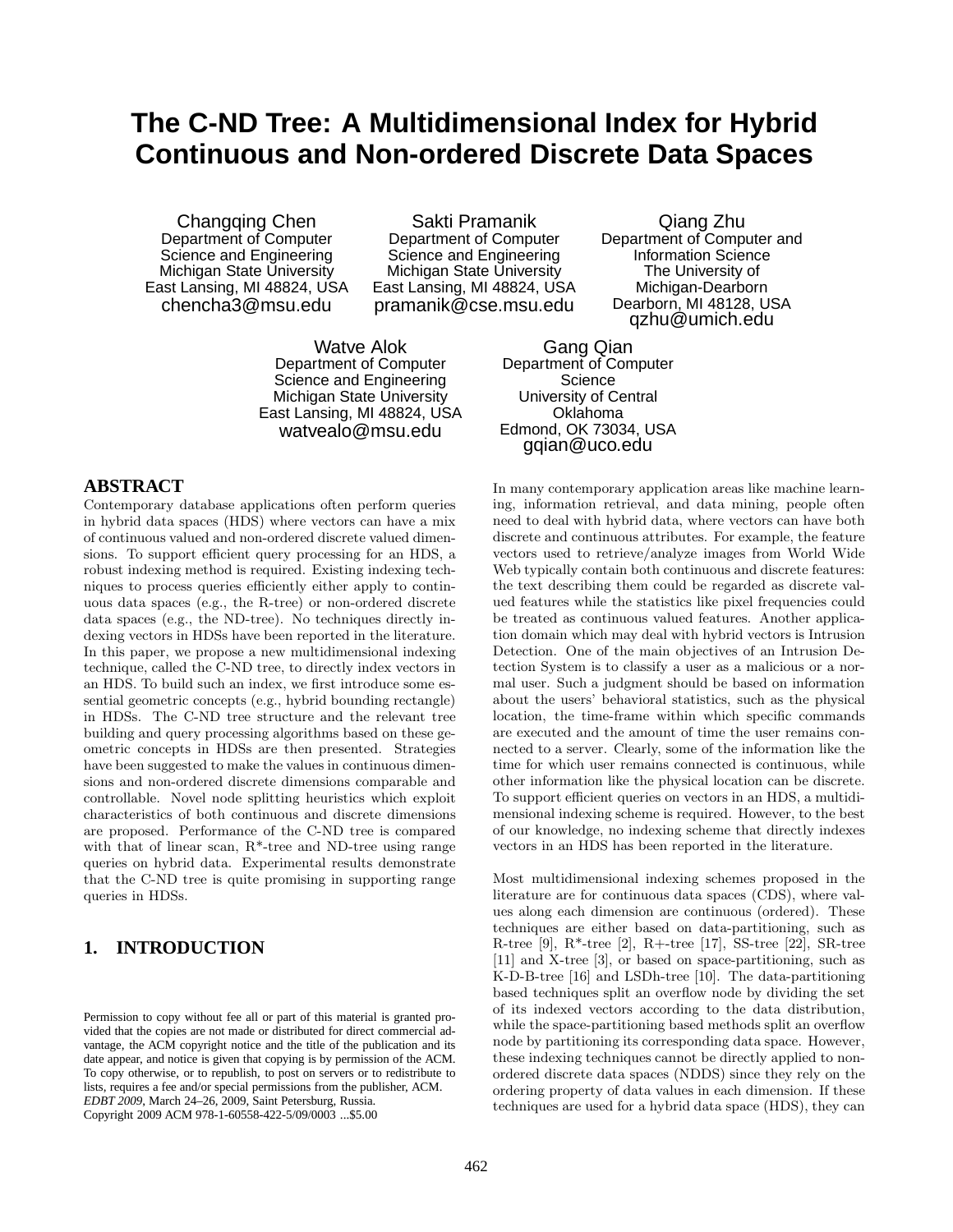# The C-ND Tree: A Multidimensional Index for Hybrid Continuous and Non-ordered Discrete Data Spaces

Changqing Chen
Department of Computer Science and Engineering
Michigan State University
East Lansing, MI 48824, USA
chencha3@msu.edu

Sakti Pramanik
Department of Computer Science and Engineering
Michigan State University
East Lansing, MI 48824, USA
pramanik@cse.msu.edu

Qiang Zhu
Department of Computer and Information Science
The University of Michigan-Dearborn
Dearborn, MI 48128, USA
qzhu@umich.edu

Watve Alok
Department of Computer Science and Engineering
Michigan State University
East Lansing, MI 48824, USA
watvealo@msu.edu

Gang Qian
Department of Computer Science
University of Central Oklahoma
Edmond, OK 73034, USA
gqian@uco.edu

## ABSTRACT

Contemporary database applications often perform queries in hybrid data spaces (HDS) where vectors can have a mix of continuous valued and non-ordered discrete valued dimensions. To support efficient query processing for an HDS, a robust indexing method is required. Existing indexing techniques to process queries efficiently either apply to continuous data spaces (e.g., the R-tree) or non-ordered discrete data spaces (e.g., the ND-tree). No techniques directly indexing vectors in HDSs have been reported in the literature. In this paper, we propose a new multidimensional indexing technique, called the C-ND tree, to directly index vectors in an HDS. To build such an index, we first introduce some essential geometric concepts (e.g., hybrid bounding rectangle) in HDSs. The C-ND tree structure and the relevant tree building and query processing algorithms based on these geometric concepts in HDSs are then presented. Strategies have been suggested to make the values in continuous dimensions and non-ordered discrete dimensions comparable and controllable. Novel node splitting heuristics which exploit characteristics of both continuous and discrete dimensions are proposed. Performance of the C-ND tree is compared with that of linear scan, R*-tree and ND-tree using range queries on hybrid data. Experimental results demonstrate that the C-ND tree is quite promising in supporting range queries in HDSs.

## 1. INTRODUCTION

Permission to copy without fee all or part of this material is granted provided that the copies are not made or distributed for direct commercial advantage, the ACM copyright notice and the title of the publication and its date appear, and notice is given that copying is by permission of the ACM. To copy otherwise, or to republish, to post on servers or to redistribute to lists, requires a fee and/or special permissions from the publisher, ACM.
*EDBT 2009*, March 24–26, 2009, Saint Petersburg, Russia.
Copyright 2009 ACM 978-1-60558-422-5/09/0003 ...$5.00

In many contemporary application areas like machine learning, information retrieval, and data mining, people often need to deal with hybrid data, where vectors can have both discrete and continuous attributes. For example, the feature vectors used to retrieve/analyze images from World Wide Web typically contain both continuous and discrete features: the text describing them could be regarded as discrete valued features while the statistics like pixel frequencies could be treated as continuous valued features. Another application domain which may deal with hybrid vectors is Intrusion Detection. One of the main objectives of an Intrusion Detection System is to classify a user as a malicious or a normal user. Such a judgment should be based on information about the users' behavioral statistics, such as the physical location, the time-frame within which specific commands are executed and the amount of time the user remains connected to a server. Clearly, some of the information like the time for which user remains connected is continuous, while other information like the physical location can be discrete. To support efficient queries on vectors in an HDS, a multidimensional indexing scheme is required. However, to the best of our knowledge, no indexing scheme that directly indexes vectors in an HDS has been reported in the literature.

Most multidimensional indexing schemes proposed in the literature are for continuous data spaces (CDS), where values along each dimension are continuous (ordered). These techniques are either based on data-partitioning, such as R-tree [9], R*-tree [2], R+-tree [17], SS-tree [22], SR-tree [11] and X-tree [3], or based on space-partitioning, such as K-D-B-tree [16] and LSDh-tree [10]. The data-partitioning based techniques split an overflow node by dividing the set of its indexed vectors according to the data distribution, while the space-partitioning based methods split an overflow node by partitioning its corresponding data space. However, these indexing techniques cannot be directly applied to non-ordered discrete data spaces (NDDS) since they rely on the ordering property of data values in each dimension. If these techniques are used for a hybrid data space (HDS), they can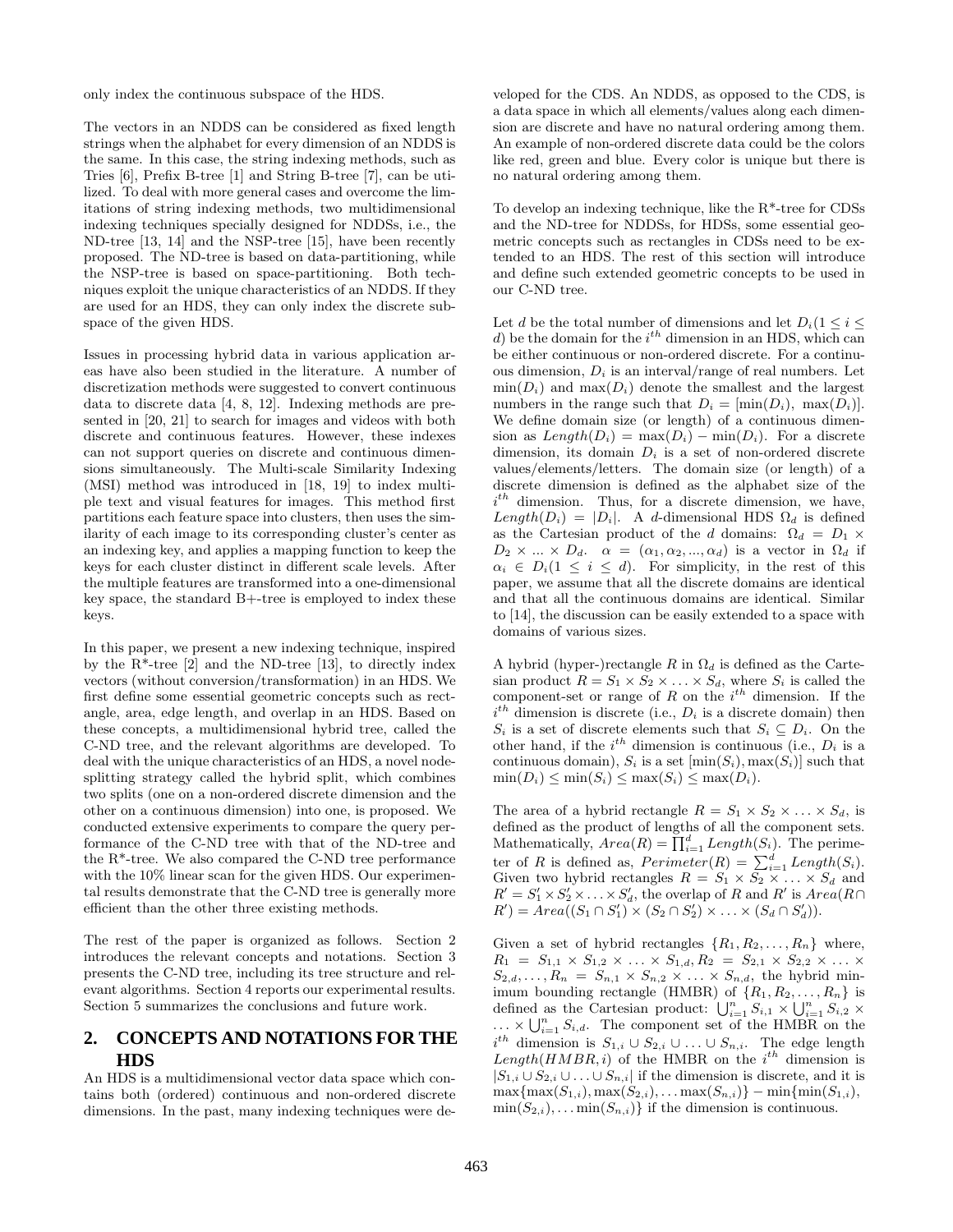only index the continuous subspace of the HDS.

The vectors in an NDDS can be considered as fixed length strings when the alphabet for every dimension of an NDDS is the same. In this case, the string indexing methods, such as Tries [6], Prefix B-tree [1] and String B-tree [7], can be utilized. To deal with more general cases and overcome the limitations of string indexing methods, two multidimensional indexing techniques specially designed for NDDSs, i.e., the ND-tree [13, 14] and the NSP-tree [15], have been recently proposed. The ND-tree is based on data-partitioning, while the NSP-tree is based on space-partitioning. Both techniques exploit the unique characteristics of an NDDS. If they are used for an HDS, they can only index the discrete subspace of the given HDS.

Issues in processing hybrid data in various application areas have also been studied in the literature. A number of discretization methods were suggested to convert continuous data to discrete data [4, 8, 12]. Indexing methods are presented in [20, 21] to search for images and videos with both discrete and continuous features. However, these indexes can not support queries on discrete and continuous dimensions simultaneously. The Multi-scale Similarity Indexing (MSI) method was introduced in [18, 19] to index multiple text and visual features for images. This method first partitions each feature space into clusters, then uses the similarity of each image to its corresponding cluster's center as an indexing key, and applies a mapping function to keep the keys for each cluster distinct in different scale levels. After the multiple features are transformed into a one-dimensional key space, the standard B+-tree is employed to index these keys.

In this paper, we present a new indexing technique, inspired by the R*-tree [2] and the ND-tree [13], to directly index vectors (without conversion/transformation) in an HDS. We first define some essential geometric concepts such as rectangle, area, edge length, and overlap in an HDS. Based on these concepts, a multidimensional hybrid tree, called the C-ND tree, and the relevant algorithms are developed. To deal with the unique characteristics of an HDS, a novel node-splitting strategy called the hybrid split, which combines two splits (one on a non-ordered discrete dimension and the other on a continuous dimension) into one, is proposed. We conducted extensive experiments to compare the query performance of the C-ND tree with that of the ND-tree and the R*-tree. We also compared the C-ND tree performance with the 10% linear scan for the given HDS. Our experimental results demonstrate that the C-ND tree is generally more efficient than the other three existing methods.

The rest of the paper is organized as follows. Section 2 introduces the relevant concepts and notations. Section 3 presents the C-ND tree, including its tree structure and relevant algorithms. Section 4 reports our experimental results. Section 5 summarizes the conclusions and future work.

## 2. CONCEPTS AND NOTATIONS FOR THE HDS

An HDS is a multidimensional vector data space which contains both (ordered) continuous and non-ordered discrete dimensions. In the past, many indexing techniques were developed for the CDS. An NDDS, as opposed to the CDS, is a data space in which all elements/values along each dimension are discrete and have no natural ordering among them. An example of non-ordered discrete data could be the colors like red, green and blue. Every color is unique but there is no natural ordering among them.

To develop an indexing technique, like the R*-tree for CDSs and the ND-tree for NDDSs, for HDSs, some essential geometric concepts such as rectangles in CDSs need to be extended to an HDS. The rest of this section will introduce and define such extended geometric concepts to be used in our C-ND tree.

Let $d$ be the total number of dimensions and let $D_i (1 \le i \le d)$ be the domain for the $i^{th}$ dimension in an HDS, which can be either continuous or non-ordered discrete. For a continuous dimension, $D_i$ is an interval/range of real numbers. Let $\min(D_i)$ and $\max(D_i)$ denote the smallest and the largest numbers in the range such that $D_i = [\min(D_i),\ \max(D_i)]$. We define domain size (or length) of a continuous dimension as $Length(D_i) = \max(D_i) - \min(D_i)$. For a discrete dimension, its domain $D_i$ is a set of non-ordered discrete values/elements/letters. The domain size (or length) of a discrete dimension is defined as the alphabet size of the $i^{th}$ dimension. Thus, for a discrete dimension, we have, $Length(D_i) = |D_i|$. A $d$-dimensional HDS $\Omega_d$ is defined as the Cartesian product of the $d$ domains: $\Omega_d = D_1 \times D_2 \times ... \times D_d$. $\alpha = (\alpha_1, \alpha_2, ..., \alpha_d)$ is a vector in $\Omega_d$ if $\alpha_i \in D_i (1 \le i \le d)$. For simplicity, in the rest of this paper, we assume that all the discrete domains are identical and that all the continuous domains are identical. Similar to [14], the discussion can be easily extended to a space with domains of various sizes.

A hybrid (hyper-)rectangle $R$ in $\Omega_d$ is defined as the Cartesian product $R = S_1 \times S_2 \times \ldots \times S_d$, where $S_i$ is called the component-set or range of $R$ on the $i^{th}$ dimension. If the $i^{th}$ dimension is discrete (i.e., $D_i$ is a discrete domain) then $S_i$ is a set of discrete elements such that $S_i \subseteq D_i$. On the other hand, if the $i^{th}$ dimension is continuous (i.e., $D_i$ is a continuous domain), $S_i$ is a set $[\min(S_i), \max(S_i)]$ such that $\min(D_i) \le \min(S_i) \le \max(S_i) \le \max(D_i)$.

The area of a hybrid rectangle $R = S_1 \times S_2 \times \ldots \times S_d$, is defined as the product of lengths of all the component sets. Mathematically, $Area(R) = \prod_{i=1}^{d} Length(S_i)$. The perimeter of $R$ is defined as, $Perimeter(R) = \sum_{i=1}^{d} Length(S_i)$. Given two hybrid rectangles $R = S_1 \times S_2 \times \ldots \times S_d$ and $R' = S'_1 \times S'_2 \times \ldots \times S'_d$, the overlap of $R$ and $R'$ is $Area(R \cap R') = Area((S_1 \cap S'_1) \times (S_2 \cap S'_2) \times \ldots \times (S_d \cap S'_d))$.

Given a set of hybrid rectangles $\{R_1, R_2, \ldots, R_n\}$ where, $R_1 = S_{1,1} \times S_{1,2} \times \ldots \times S_{1,d}, R_2 = S_{2,1} \times S_{2,2} \times \ldots \times S_{2,d}, \ldots, R_n = S_{n,1} \times S_{n,2} \times \ldots \times S_{n,d}$, the hybrid minimum bounding rectangle (HMBR) of $\{R_1, R_2, \ldots, R_n\}$ is defined as the Cartesian product: $\bigcup_{i=1}^{n} S_{i,1} \times \bigcup_{i=1}^{n} S_{i,2} \times \ldots \times \bigcup_{i=1}^{n} S_{i,d}$. The component set of the HMBR on the $i^{th}$ dimension is $S_{1,i} \cup S_{2,i} \cup \ldots \cup S_{n,i}$. The edge length $Length(HMBR, i)$ of the HMBR on the $i^{th}$ dimension is $|S_{1,i} \cup S_{2,i} \cup \ldots \cup S_{n,i}|$ if the dimension is discrete, and it is $\max\{\max(S_{1,i}), \max(S_{2,i}), \ldots \max(S_{n,i})\} - \min\{\min(S_{1,i}), \min(S_{2,i}), \ldots \min(S_{n,i})\}$ if the dimension is continuous.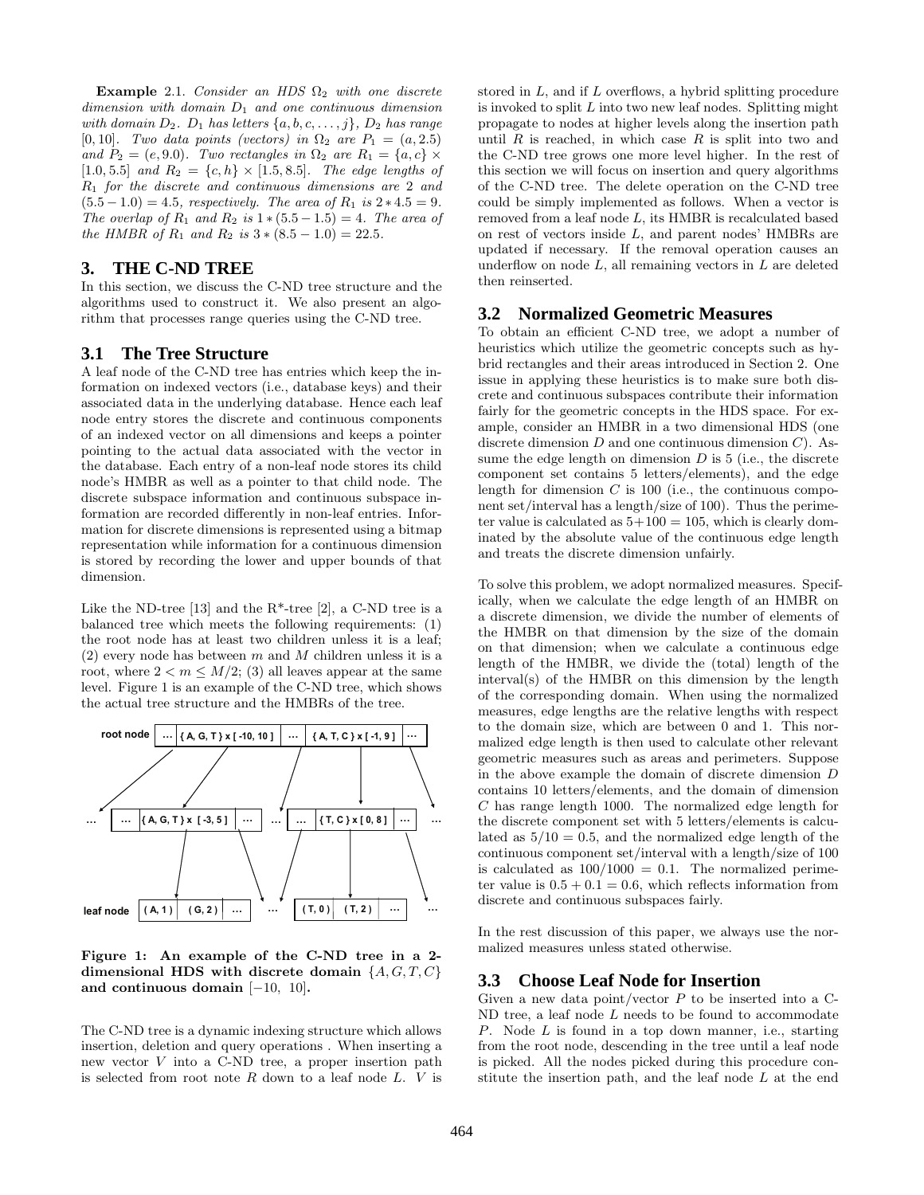**Example** 2.1. *Consider an HDS $\Omega_2$ with one discrete dimension with domain $D_1$ and one continuous dimension with domain $D_2$. $D_1$ has letters $\{a, b, c, \ldots, j\}$, $D_2$ has range $[0, 10]$. Two data points (vectors) in $\Omega_2$ are $P_1 = (a, 2.5)$ and $P_2 = (e, 9.0)$. Two rectangles in $\Omega_2$ are $R_1 = \{a, c\} \times [1.0, 5.5]$ and $R_2 = \{c, h\} \times [1.5, 8.5]$. The edge lengths of $R_1$ for the discrete and continuous dimensions are 2 and $(5.5 - 1.0) = 4.5$, respectively. The area of $R_1$ is $2 * 4.5 = 9$. The overlap of $R_1$ and $R_2$ is $1 * (5.5 - 1.5) = 4$. The area of the HMBR of $R_1$ and $R_2$ is $3 * (8.5 - 1.0) = 22.5$.*

## 3. THE C-ND TREE

In this section, we discuss the C-ND tree structure and the algorithms used to construct it. We also present an algorithm that processes range queries using the C-ND tree.

### 3.1 The Tree Structure

A leaf node of the C-ND tree has entries which keep the information on indexed vectors (i.e., database keys) and their associated data in the underlying database. Hence each leaf node entry stores the discrete and continuous components of an indexed vector on all dimensions and keeps a pointer pointing to the actual data associated with the vector in the database. Each entry of a non-leaf node stores its child node's HMBR as well as a pointer to that child node. The discrete subspace information and continuous subspace information are recorded differently in non-leaf entries. Information for discrete dimensions is represented using a bitmap representation while information for a continuous dimension is stored by recording the lower and upper bounds of that dimension.

Like the ND-tree [13] and the R*-tree [2], a C-ND tree is a balanced tree which meets the following requirements: (1) the root node has at least two children unless it is a leaf; (2) every node has between $m$ and $M$ children unless it is a root, where $2 < m \leq M/2$; (3) all leaves appear at the same level. Figure 1 is an example of the C-ND tree, which shows the actual tree structure and the HMBRs of the tree.

root node: … | { A, G, T } x [ -10, 10 ] | … | { A, T, C } x [ -1, 9 ] | …

… | { A, G, T } x [ -3, 5 ] | … … | { T, C } x [ 0, 8 ] | …

leaf node: ( A, 1 ) | ( G, 2 ) | … … ( T, 0 ) | ( T, 2 ) | …

**Figure 1: An example of the C-ND tree in a 2-dimensional HDS with discrete domain $\{A, G, T, C\}$ and continuous domain $[-10,\ 10]$.**

The C-ND tree is a dynamic indexing structure which allows insertion, deletion and query operations . When inserting a new vector $V$ into a C-ND tree, a proper insertion path is selected from root note $R$ down to a leaf node $L$. $V$ is stored in $L$, and if $L$ overflows, a hybrid splitting procedure is invoked to split $L$ into two new leaf nodes. Splitting might propagate to nodes at higher levels along the insertion path until $R$ is reached, in which case $R$ is split into two and the C-ND tree grows one more level higher. In the rest of this section we will focus on insertion and query algorithms of the C-ND tree. The delete operation on the C-ND tree could be simply implemented as follows. When a vector is removed from a leaf node $L$, its HMBR is recalculated based on rest of vectors inside $L$, and parent nodes' HMBRs are updated if necessary. If the removal operation causes an underflow on node $L$, all remaining vectors in $L$ are deleted then reinserted.

### 3.2 Normalized Geometric Measures

To obtain an efficient C-ND tree, we adopt a number of heuristics which utilize the geometric concepts such as hybrid rectangles and their areas introduced in Section 2. One issue in applying these heuristics is to make sure both discrete and continuous subspaces contribute their information fairly for the geometric concepts in the HDS space. For example, consider an HMBR in a two dimensional HDS (one discrete dimension $D$ and one continuous dimension $C$). Assume the edge length on dimension $D$ is 5 (i.e., the discrete component set contains 5 letters/elements), and the edge length for dimension $C$ is 100 (i.e., the continuous component set/interval has a length/size of 100). Thus the perimeter value is calculated as $5+100 = 105$, which is clearly dominated by the absolute value of the continuous edge length and treats the discrete dimension unfairly.

To solve this problem, we adopt normalized measures. Specifically, when we calculate the edge length of an HMBR on a discrete dimension, we divide the number of elements of the HMBR on that dimension by the size of the domain on that dimension; when we calculate a continuous edge length of the HMBR, we divide the (total) length of the interval(s) of the HMBR on this dimension by the length of the corresponding domain. When using the normalized measures, edge lengths are the relative lengths with respect to the domain size, which are between 0 and 1. This normalized edge length is then used to calculate other relevant geometric measures such as areas and perimeters. Suppose in the above example the domain of discrete dimension $D$ contains 10 letters/elements, and the domain of dimension $C$ has range length 1000. The normalized edge length for the discrete component set with 5 letters/elements is calculated as $5/10 = 0.5$, and the normalized edge length of the continuous component set/interval with a length/size of 100 is calculated as $100/1000 = 0.1$. The normalized perimeter value is $0.5 + 0.1 = 0.6$, which reflects information from discrete and continuous subspaces fairly.

In the rest discussion of this paper, we always use the normalized measures unless stated otherwise.

### 3.3 Choose Leaf Node for Insertion

Given a new data point/vector $P$ to be inserted into a C-ND tree, a leaf node $L$ needs to be found to accommodate $P$. Node $L$ is found in a top down manner, i.e., starting from the root node, descending in the tree until a leaf node is picked. All the nodes picked during this procedure constitute the insertion path, and the leaf node $L$ at the end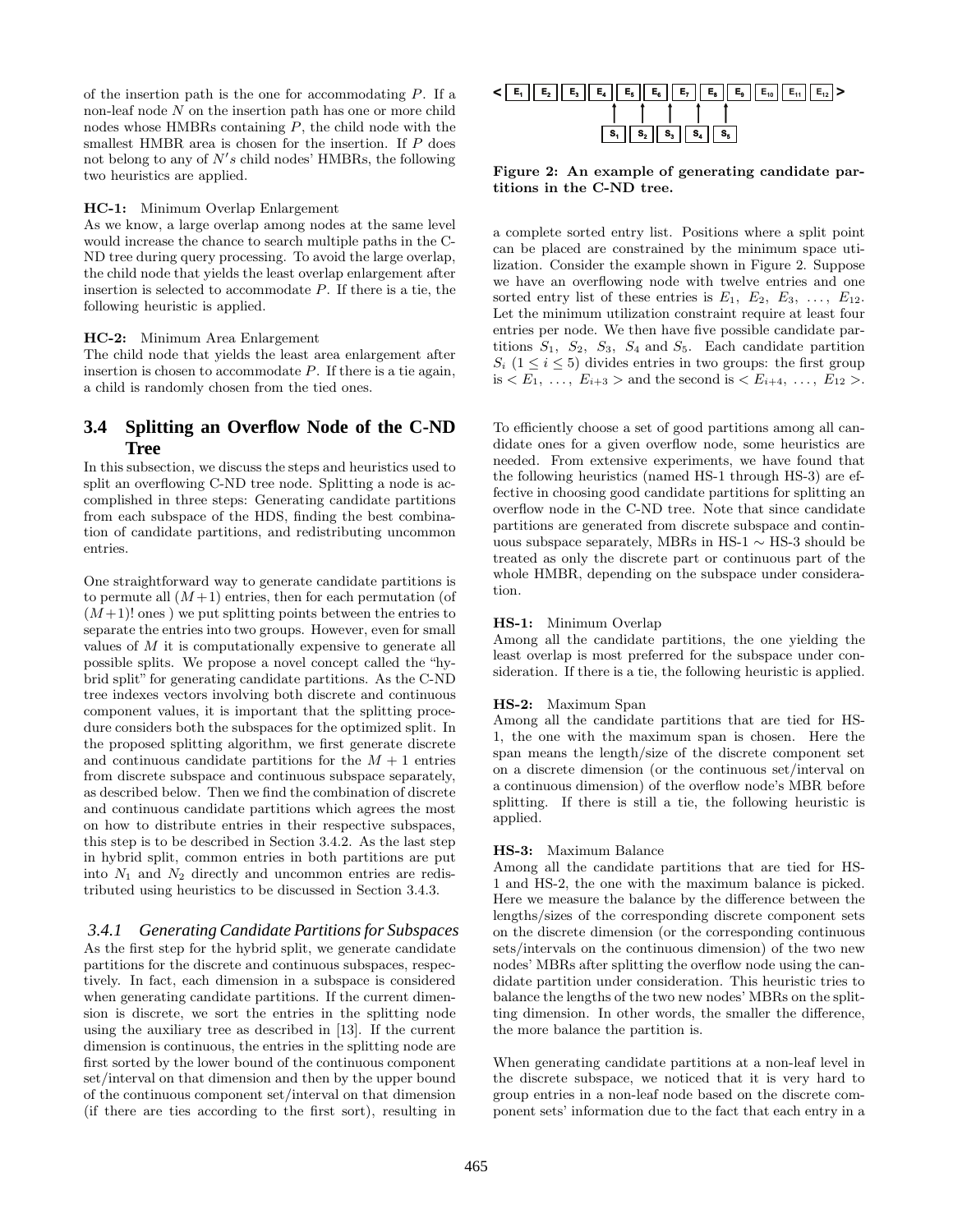of the insertion path is the one for accommodating $P$. If a non-leaf node $N$ on the insertion path has one or more child nodes whose HMBRs containing $P$, the child node with the smallest HMBR area is chosen for the insertion. If $P$ does not belong to any of $N's$ child nodes' HMBRs, the following two heuristics are applied.

**HC-1:** Minimum Overlap Enlargement
As we know, a large overlap among nodes at the same level would increase the chance to search multiple paths in the C-ND tree during query processing. To avoid the large overlap, the child node that yields the least overlap enlargement after insertion is selected to accommodate $P$. If there is a tie, the following heuristic is applied.

**HC-2:** Minimum Area Enlargement
The child node that yields the least area enlargement after insertion is chosen to accommodate $P$. If there is a tie again, a child is randomly chosen from the tied ones.

## 3.4 Splitting an Overflow Node of the C-ND Tree

In this subsection, we discuss the steps and heuristics used to split an overflowing C-ND tree node. Splitting a node is accomplished in three steps: Generating candidate partitions from each subspace of the HDS, finding the best combination of candidate partitions, and redistributing uncommon entries.

One straightforward way to generate candidate partitions is to permute all $(M+1)$ entries, then for each permutation (of $(M+1)!$ ones ) we put splitting points between the entries to separate the entries into two groups. However, even for small values of $M$ it is computationally expensive to generate all possible splits. We propose a novel concept called the "hybrid split" for generating candidate partitions. As the C-ND tree indexes vectors involving both discrete and continuous component values, it is important that the splitting procedure considers both the subspaces for the optimized split. In the proposed splitting algorithm, we first generate discrete and continuous candidate partitions for the $M+1$ entries from discrete subspace and continuous subspace separately, as described below. Then we find the combination of discrete and continuous candidate partitions which agrees the most on how to distribute entries in their respective subspaces, this step is to be described in Section 3.4.2. As the last step in hybrid split, common entries in both partitions are put into $N_1$ and $N_2$ directly and uncommon entries are redistributed using heuristics to be discussed in Section 3.4.3.

### 3.4.1 Generating Candidate Partitions for Subspaces

As the first step for the hybrid split, we generate candidate partitions for the discrete and continuous subspaces, respectively. In fact, each dimension in a subspace is considered when generating candidate partitions. If the current dimension is discrete, we sort the entries in the splitting node using the auxiliary tree as described in [13]. If the current dimension is continuous, the entries in the splitting node are first sorted by the lower bound of the continuous component set/interval on that dimension and then by the upper bound of the continuous component set/interval on that dimension (if there are ties according to the first sort), resulting in

< E1 E2 E3 E4 E5 E6 E7 E8 E9 E10 E11 E12 >
S1 S2 S3 S4 S5

**Figure 2: An example of generating candidate partitions in the C-ND tree.**

a complete sorted entry list. Positions where a split point can be placed are constrained by the minimum space utilization. Consider the example shown in Figure 2. Suppose we have an overflowing node with twelve entries and one sorted entry list of these entries is $E_1$, $E_2$, $E_3$, $\ldots$, $E_{12}$. Let the minimum utilization constraint require at least four entries per node. We then have five possible candidate partitions $S_1$, $S_2$, $S_3$, $S_4$ and $S_5$. Each candidate partition $S_i$ $(1 \leq i \leq 5)$ divides entries in two groups: the first group is $< E_1, \ldots, E_{i+3} >$ and the second is $< E_{i+4}, \ldots, E_{12} >$.

To efficiently choose a set of good partitions among all candidate ones for a given overflow node, some heuristics are needed. From extensive experiments, we have found that the following heuristics (named HS-1 through HS-3) are effective in choosing good candidate partitions for splitting an overflow node in the C-ND tree. Note that since candidate partitions are generated from discrete subspace and continuous subspace separately, MBRs in HS-1 $\sim$ HS-3 should be treated as only the discrete part or continuous part of the whole HMBR, depending on the subspace under consideration.

**HS-1:** Minimum Overlap
Among all the candidate partitions, the one yielding the least overlap is most preferred for the subspace under consideration. If there is a tie, the following heuristic is applied.

**HS-2:** Maximum Span
Among all the candidate partitions that are tied for HS-1, the one with the maximum span is chosen. Here the span means the length/size of the discrete component set on a discrete dimension (or the continuous set/interval on a continuous dimension) of the overflow node's MBR before splitting. If there is still a tie, the following heuristic is applied.

**HS-3:** Maximum Balance
Among all the candidate partitions that are tied for HS-1 and HS-2, the one with the maximum balance is picked. Here we measure the balance by the difference between the lengths/sizes of the corresponding discrete component sets on the discrete dimension (or the corresponding continuous sets/intervals on the continuous dimension) of the two new nodes' MBRs after splitting the overflow node using the candidate partition under consideration. This heuristic tries to balance the lengths of the two new nodes' MBRs on the splitting dimension. In other words, the smaller the difference, the more balance the partition is.

When generating candidate partitions at a non-leaf level in the discrete subspace, we noticed that it is very hard to group entries in a non-leaf node based on the discrete component sets' information due to the fact that each entry in a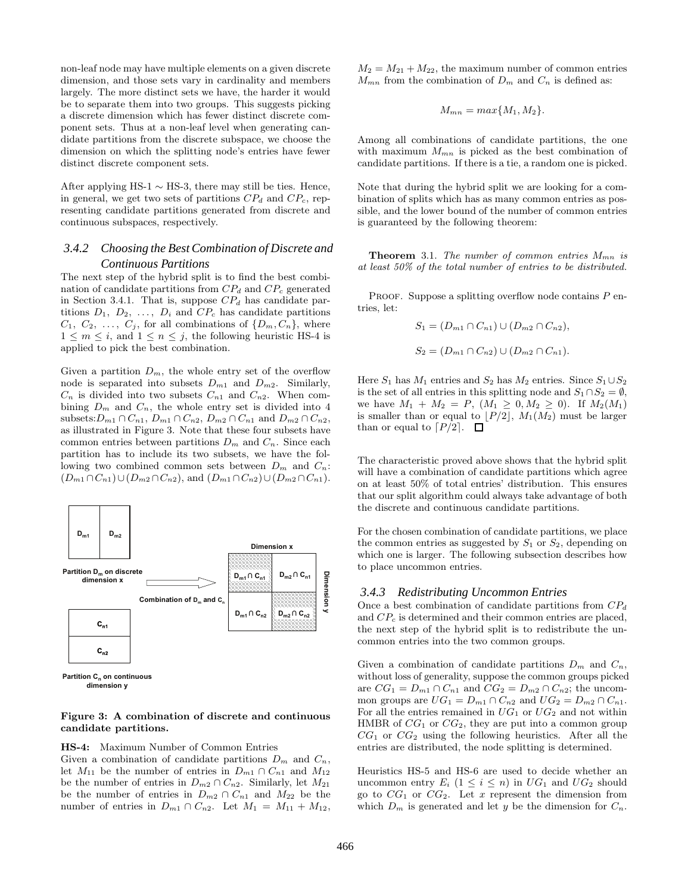non-leaf node may have multiple elements on a given discrete dimension, and those sets vary in cardinality and members largely. The more distinct sets we have, the harder it would be to separate them into two groups. This suggests picking a discrete dimension which has fewer distinct discrete component sets. Thus at a non-leaf level when generating candidate partitions from the discrete subspace, we choose the dimension on which the splitting node's entries have fewer distinct discrete component sets.

After applying HS-1 $\sim$ HS-3, there may still be ties. Hence, in general, we get two sets of partitions $CP_d$ and $CP_c$, representing candidate partitions generated from discrete and continuous subspaces, respectively.

### *3.4.2 Choosing the Best Combination of Discrete and Continuous Partitions*

The next step of the hybrid split is to find the best combination of candidate partitions from $CP_d$ and $CP_c$ generated in Section 3.4.1. That is, suppose $CP_d$ has candidate partitions $D_1, D_2, \ldots, D_i$ and $CP_c$ has candidate partitions $C_1, C_2, \ldots, C_j$, for all combinations of $\{D_m, C_n\}$, where $1 \leq m \leq i$, and $1 \leq n \leq j$, the following heuristic HS-4 is applied to pick the best combination.

Given a partition $D_m$, the whole entry set of the overflow node is separated into subsets $D_{m1}$ and $D_{m2}$. Similarly, $C_n$ is divided into two subsets $C_{n1}$ and $C_{n2}$. When combining $D_m$ and $C_n$, the whole entry set is divided into 4 subsets: $D_{m1} \cap C_{n1}$, $D_{m1} \cap C_{n2}$, $D_{m2} \cap C_{n1}$ and $D_{m2} \cap C_{n2}$, as illustrated in Figure 3. Note that these four subsets have common entries between partitions $D_m$ and $C_n$. Since each partition has to include its two subsets, we have the following two combined common sets between $D_m$ and $C_n$: $(D_{m1} \cap C_{n1}) \cup (D_{m2} \cap C_{n2})$, and $(D_{m1} \cap C_{n2}) \cup (D_{m2} \cap C_{n1})$.

**Figure 3: A combination of discrete and continuous candidate partitions.**

**HS-4:** Maximum Number of Common Entries

Given a combination of candidate partitions $D_m$ and $C_n$, let $M_{11}$ be the number of entries in $D_{m1} \cap C_{n1}$ and $M_{12}$ be the number of entries in $D_{m2} \cap C_{n2}$. Similarly, let $M_{21}$ be the number of entries in $D_{m2} \cap C_{n1}$ and $M_{22}$ be the number of entries in $D_{m1} \cap C_{n2}$. Let $M_1 = M_{11} + M_{12}$, $M_2 = M_{21} + M_{22}$, the maximum number of common entries $M_{mn}$ from the combination of $D_m$ and $C_n$ is defined as:

$$M_{mn} = max\{M_1, M_2\}.$$

Among all combinations of candidate partitions, the one with maximum $M_{mn}$ is picked as the best combination of candidate partitions. If there is a tie, a random one is picked.

Note that during the hybrid split we are looking for a combination of splits which has as many common entries as possible, and the lower bound of the number of common entries is guaranteed by the following theorem:

**Theorem** 3.1. *The number of common entries $M_{mn}$ is at least 50% of the total number of entries to be distributed.*

Proof. Suppose a splitting overflow node contains $P$ entries, let:

$$S_1 = (D_{m1} \cap C_{n1}) \cup (D_{m2} \cap C_{n2}),$$

$$S_2 = (D_{m1} \cap C_{n2}) \cup (D_{m2} \cap C_{n1}).$$

Here $S_1$ has $M_1$ entries and $S_2$ has $M_2$ entries. Since $S_1 \cup S_2$ is the set of all entries in this splitting node and $S_1 \cap S_2 = \emptyset$, we have $M_1 + M_2 = P$, $(M_1 \geq 0, M_2 \geq 0)$. If $M_2(M_1)$ is smaller than or equal to $\lfloor P/2 \rfloor$, $M_1(M_2)$ must be larger than or equal to $\lceil P/2 \rceil$. $\square$

The characteristic proved above shows that the hybrid split will have a combination of candidate partitions which agree on at least 50% of total entries' distribution. This ensures that our split algorithm could always take advantage of both the discrete and continuous candidate partitions.

For the chosen combination of candidate partitions, we place the common entries as suggested by $S_1$ or $S_2$, depending on which one is larger. The following subsection describes how to place uncommon entries.

### *3.4.3 Redistributing Uncommon Entries*

Once a best combination of candidate partitions from $CP_d$ and $CP_c$ is determined and their common entries are placed, the next step of the hybrid split is to redistribute the uncommon entries into the two common groups.

Given a combination of candidate partitions $D_m$ and $C_n$, without loss of generality, suppose the common groups picked are $CG_1 = D_{m1} \cap C_{n1}$ and $CG_2 = D_{m2} \cap C_{n2}$; the uncommon groups are $UG_1 = D_{m1} \cap C_{n2}$ and $UG_2 = D_{m2} \cap C_{n1}$. For all the entries remained in $UG_1$ or $UG_2$ and not within HMBR of $CG_1$ or $CG_2$, they are put into a common group $CG_1$ or $CG_2$ using the following heuristics. After all the entries are distributed, the node splitting is determined.

Heuristics HS-5 and HS-6 are used to decide whether an uncommon entry $E_i$ $(1 \leq i \leq n)$ in $UG_1$ and $UG_2$ should go to $CG_1$ or $CG_2$. Let $x$ represent the dimension from which $D_m$ is generated and let $y$ be the dimension for $C_n$.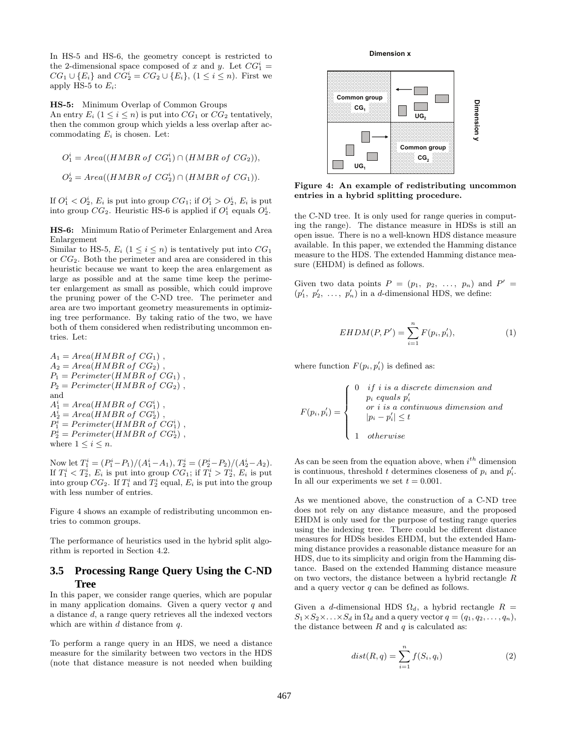In HS-5 and HS-6, the geometry concept is restricted to the 2-dimensional space composed of $x$ and $y$. Let $CG_1^i = CG_1 \cup \{E_i\}$ and $CG_2^i = CG_2 \cup \{E_i\}$, $(1 \leq i \leq n)$. First we apply HS-5 to $E_i$:

**HS-5:** Minimum Overlap of Common Groups
An entry $E_i$ $(1 \leq i \leq n)$ is put into $CG_1$ or $CG_2$ tentatively, then the common group which yields a less overlap after accommodating $E_i$ is chosen. Let:

$$O_1^i = Area((HMBR\ of\ CG_1^i) \cap (HMBR\ of\ CG_2)),$$

$$O_2^i = Area((HMBR\ of\ CG_2^i) \cap (HMBR\ of\ CG_1)).$$

If $O_1^i < O_2^i$, $E_i$ is put into group $CG_1$; if $O_1^i > O_2^i$, $E_i$ is put into group $CG_2$. Heuristic HS-6 is applied if $O_1^i$ equals $O_2^i$.

**HS-6:** Minimum Ratio of Perimeter Enlargement and Area Enlargement
Similar to HS-5, $E_i$ $(1 \leq i \leq n)$ is tentatively put into $CG_1$ or $CG_2$. Both the perimeter and area are considered in this heuristic because we want to keep the area enlargement as large as possible and at the same time keep the perimeter enlargement as small as possible, which could improve the pruning power of the C-ND tree. The perimeter and area are two important geometry measurements in optimizing tree performance. By taking ratio of the two, we have both of them considered when redistributing uncommon entries. Let:

$A_1 = Area(HMBR\ of\ CG_1)$ ,
$A_2 = Area(HMBR\ of\ CG_2)$ ,
$P_1 = Perimeter(HMBR\ of\ CG_1)$ ,
$P_2 = Perimeter(HMBR\ of\ CG_2)$ ,
and
$A_1^i = Area(HMBR\ of\ CG_1^i)$ ,
$A_2^i = Area(HMBR\ of\ CG_2^i)$ ,
$P_1^i = Perimeter(HMBR\ of\ CG_1^i)$ ,
$P_2^i = Perimeter(HMBR\ of\ CG_2^i)$ ,
where $1 \leq i \leq n$.

Now let $T_1^i = (P_1^i - P_1)/(A_1^i - A_1)$, $T_2^i = (P_2^i - P_2)/(A_2^i - A_2)$. If $T_1^i < T_2^i$, $E_i$ is put into group $CG_1$; if $T_1^i > T_2^i$, $E_i$ is put into group $CG_2$. If $T_1^i$ and $T_2^i$ equal, $E_i$ is put into the group with less number of entries.

Figure 4 shows an example of redistributing uncommon entries to common groups.

The performance of heuristics used in the hybrid split algorithm is reported in Section 4.2.

**Figure 4: An example of redistributing uncommon entries in a hybrid splitting procedure.**

## 3.5 Processing Range Query Using the C-ND Tree

In this paper, we consider range queries, which are popular in many application domains. Given a query vector $q$ and a distance $d$, a range query retrieves all the indexed vectors which are within $d$ distance from $q$.

To perform a range query in an HDS, we need a distance measure for the similarity between two vectors in the HDS (note that distance measure is not needed when building the C-ND tree. It is only used for range queries in computing the range). The distance measure in HDSs is still an open issue. There is no a well-known HDS distance measure available. In this paper, we extended the Hamming distance measure to the HDS. The extended Hamming distance measure (EHDM) is defined as follows.

Given two data points $P = (p_1, p_2, \ldots, p_n)$ and $P' = (p'_1, p'_2, \ldots, p'_n)$ in a $d$-dimensional HDS, we define:

$$EHDM(P, P') = \sum_{i=1}^{n} F(p_i, p'_i), \tag{1}$$

where function $F(p_i, p'_i)$ is defined as:

$$F(p_i, p'_i) = \begin{cases} 0 & if\ i\ is\ a\ discrete\ dimension\ and \\ & p_i\ equals\ p'_i \\ & or\ i\ is\ a\ continuous\ dimension\ and \\ & |p_i - p'_i| \leq t \\ 1 & otherwise \end{cases}$$

As can be seen from the equation above, when $i^{th}$ dimension is continuous, threshold $t$ determines closeness of $p_i$ and $p'_i$. In all our experiments we set $t = 0.001$.

As we mentioned above, the construction of a C-ND tree does not rely on any distance measure, and the proposed EHDM is only used for the purpose of testing range queries using the indexing tree. There could be different distance measures for HDSs besides EHDM, but the extended Hamming distance provides a reasonable distance measure for an HDS, due to its simplicity and origin from the Hamming distance. Based on the extended Hamming distance measure on two vectors, the distance between a hybrid rectangle $R$ and a query vector $q$ can be defined as follows.

Given a $d$-dimensional HDS $\Omega_d$, a hybrid rectangle $R = S_1 \times S_2 \times \ldots \times S_d$ in $\Omega_d$ and a query vector $q = (q_1, q_2, \ldots, q_n)$, the distance between $R$ and $q$ is calculated as:

$$dist(R, q) = \sum_{i=1}^{n} f(S_i, q_i) \tag{2}$$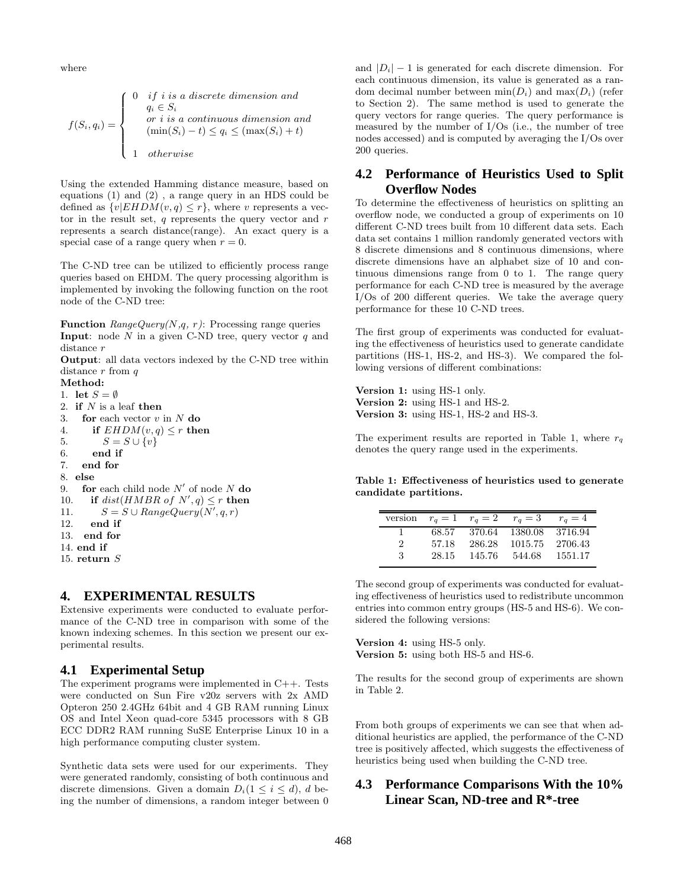where

$$f(S_i, q_i) = \begin{cases} 0 & \textit{if } i \textit{ is a discrete dimension and} \\ & q_i \in S_i \\ & \textit{or } i \textit{ is a continuous dimension and} \\ & (\min(S_i) - t) \leq q_i \leq (\max(S_i) + t) \\ 1 & \textit{otherwise} \end{cases}$$

Using the extended Hamming distance measure, based on equations (1) and (2) , a range query in an HDS could be defined as $\{v|EHDM(v, q) \leq r\}$, where $v$ represents a vector in the result set, $q$ represents the query vector and $r$ represents a search distance(range). An exact query is a special case of a range query when $r = 0$.

The C-ND tree can be utilized to efficiently process range queries based on EHDM. The query processing algorithm is implemented by invoking the following function on the root node of the C-ND tree:

**Function** *RangeQuery(N,q, r)*: Processing range queries
**Input**: node $N$ in a given C-ND tree, query vector $q$ and distance $r$
**Output**: all data vectors indexed by the C-ND tree within distance $r$ from $q$
**Method:**

```
1.  let S = ∅
2.  if N is a leaf then
3.    for each vector v in N do
4.      if EHDM(v, q) ≤ r then
5.        S = S ∪ {v}
6.      end if
7.    end for
8.  else
9.    for each child node N′ of node N do
10.     if dist(HMBR of N′, q) ≤ r then
11.       S = S ∪ RangeQuery(N′, q, r)
12.     end if
13.   end for
14. end if
15. return S
```

## 4. EXPERIMENTAL RESULTS

Extensive experiments were conducted to evaluate performance of the C-ND tree in comparison with some of the known indexing schemes. In this section we present our experimental results.

### 4.1 Experimental Setup

The experiment programs were implemented in C++. Tests were conducted on Sun Fire v20z servers with 2x AMD Opteron 250 2.4GHz 64bit and 4 GB RAM running Linux OS and Intel Xeon quad-core 5345 processors with 8 GB ECC DDR2 RAM running SuSE Enterprise Linux 10 in a high performance computing cluster system.

Synthetic data sets were used for our experiments. They were generated randomly, consisting of both continuous and discrete dimensions. Given a domain $D_i (1 \leq i \leq d)$, $d$ being the number of dimensions, a random integer between 0 and $|D_i| - 1$ is generated for each discrete dimension. For each continuous dimension, its value is generated as a random decimal number between $\min(D_i)$ and $\max(D_i)$ (refer to Section 2). The same method is used to generate the query vectors for range queries. The query performance is measured by the number of I/Os (i.e., the number of tree nodes accessed) and is computed by averaging the I/Os over 200 queries.

### 4.2 Performance of Heuristics Used to Split Overflow Nodes

To determine the effectiveness of heuristics on splitting an overflow node, we conducted a group of experiments on 10 different C-ND trees built from 10 different data sets. Each data set contains 1 million randomly generated vectors with 8 discrete dimensions and 8 continuous dimensions, where discrete dimensions have an alphabet size of 10 and continuous dimensions range from 0 to 1. The range query performance for each C-ND tree is measured by the average I/Os of 200 different queries. We take the average query performance for these 10 C-ND trees.

The first group of experiments was conducted for evaluating the effectiveness of heuristics used to generate candidate partitions (HS-1, HS-2, and HS-3). We compared the following versions of different combinations:

**Version 1:** using HS-1 only.
**Version 2:** using HS-1 and HS-2.
**Version 3:** using HS-1, HS-2 and HS-3.

The experiment results are reported in Table 1, where $r_q$ denotes the query range used in the experiments.

**Table 1: Effectiveness of heuristics used to generate candidate partitions.**

| version | $r_q = 1$ | $r_q = 2$ | $r_q = 3$ | $r_q = 4$ |
|---|---|---|---|---|
| 1 | 68.57 | 370.64 | 1380.08 | 3716.94 |
| 2 | 57.18 | 286.28 | 1015.75 | 2706.43 |
| 3 | 28.15 | 145.76 | 544.68 | 1551.17 |

The second group of experiments was conducted for evaluating effectiveness of heuristics used to redistribute uncommon entries into common entry groups (HS-5 and HS-6). We considered the following versions:

**Version 4:** using HS-5 only.
**Version 5:** using both HS-5 and HS-6.

The results for the second group of experiments are shown in Table 2.

From both groups of experiments we can see that when additional heuristics are applied, the performance of the C-ND tree is positively affected, which suggests the effectiveness of heuristics being used when building the C-ND tree.

### 4.3 Performance Comparisons With the 10% Linear Scan, ND-tree and R*-tree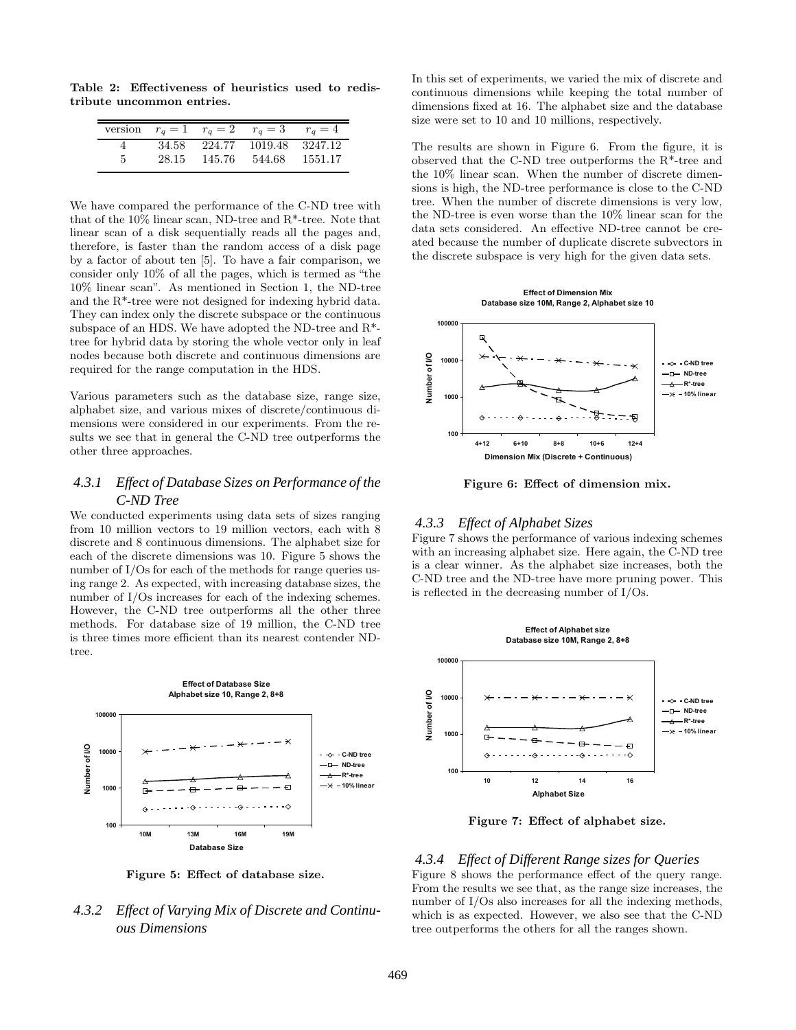**Table 2: Effectiveness of heuristics used to redistribute uncommon entries.**

| version | $r_q = 1$ | $r_q = 2$ | $r_q = 3$ | $r_q = 4$ |
|---|---|---|---|---|
| 4 | 34.58 | 224.77 | 1019.48 | 3247.12 |
| 5 | 28.15 | 145.76 | 544.68 | 1551.17 |

We have compared the performance of the C-ND tree with that of the 10% linear scan, ND-tree and R*-tree. Note that linear scan of a disk sequentially reads all the pages and, therefore, is faster than the random access of a disk page by a factor of about ten [5]. To have a fair comparison, we consider only 10% of all the pages, which is termed as "the 10% linear scan". As mentioned in Section 1, the ND-tree and the R*-tree were not designed for indexing hybrid data. They can index only the discrete subspace or the continuous subspace of an HDS. We have adopted the ND-tree and R*-tree for hybrid data by storing the whole vector only in leaf nodes because both discrete and continuous dimensions are required for the range computation in the HDS.

Various parameters such as the database size, range size, alphabet size, and various mixes of discrete/continuous dimensions were considered in our experiments. From the results we see that in general the C-ND tree outperforms the other three approaches.

### 4.3.1 Effect of Database Sizes on Performance of the C-ND Tree

We conducted experiments using data sets of sizes ranging from 10 million vectors to 19 million vectors, each with 8 discrete and 8 continuous dimensions. The alphabet size for each of the discrete dimensions was 10. Figure 5 shows the number of I/Os for each of the methods for range queries using range 2. As expected, with increasing database sizes, the number of I/Os increases for each of the indexing schemes. However, the C-ND tree outperforms all the other three methods. For database size of 19 million, the C-ND tree is three times more efficient than its nearest contender ND-tree.

**Figure 5: Effect of database size.**

### 4.3.2 Effect of Varying Mix of Discrete and Continuous Dimensions

In this set of experiments, we varied the mix of discrete and continuous dimensions while keeping the total number of dimensions fixed at 16. The alphabet size and the database size were set to 10 and 10 millions, respectively.

The results are shown in Figure 6. From the figure, it is observed that the C-ND tree outperforms the R*-tree and the 10% linear scan. When the number of discrete dimensions is high, the ND-tree performance is close to the C-ND tree. When the number of discrete dimensions is very low, the ND-tree is even worse than the 10% linear scan for the data sets considered. An effective ND-tree cannot be created because the number of duplicate discrete subvectors in the discrete subspace is very high for the given data sets.

**Figure 6: Effect of dimension mix.**

### 4.3.3 Effect of Alphabet Sizes

Figure 7 shows the performance of various indexing schemes with an increasing alphabet size. Here again, the C-ND tree is a clear winner. As the alphabet size increases, both the C-ND tree and the ND-tree have more pruning power. This is reflected in the decreasing number of I/Os.

**Figure 7: Effect of alphabet size.**

### 4.3.4 Effect of Different Range sizes for Queries

Figure 8 shows the performance effect of the query range. From the results we see that, as the range size increases, the number of I/Os also increases for all the indexing methods, which is as expected. However, we also see that the C-ND tree outperforms the others for all the ranges shown.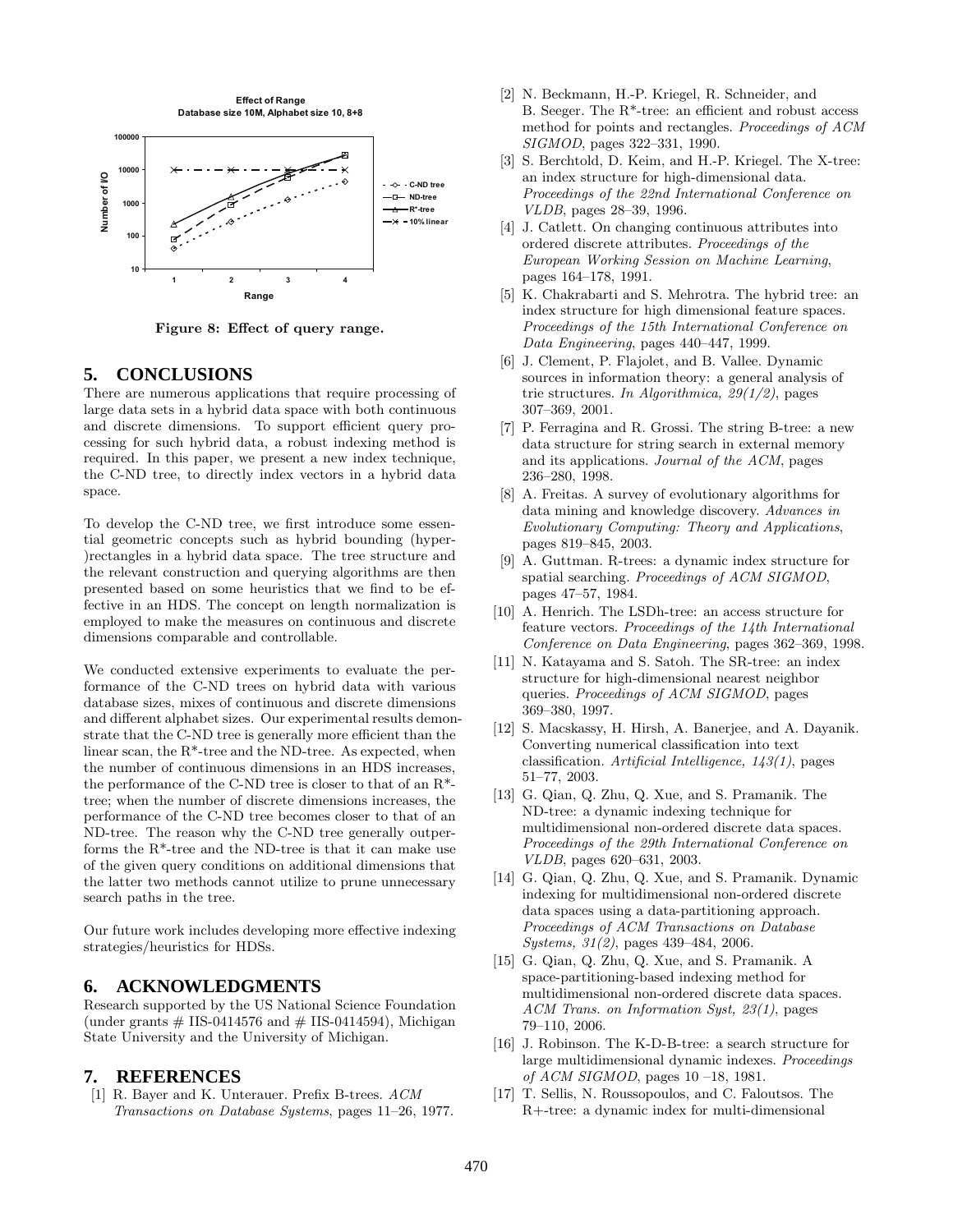Effect of Range
Database size 10M, Alphabet size 10, 8+8

Number of I/O

100000
10000
1000
100
10

1
2
3
4

Range

C-ND tree
ND-tree
R*-tree
10% linear

**Figure 8: Effect of query range.**

## 5. CONCLUSIONS

There are numerous applications that require processing of large data sets in a hybrid data space with both continuous and discrete dimensions. To support efficient query processing for such hybrid data, a robust indexing method is required. In this paper, we present a new index technique, the C-ND tree, to directly index vectors in a hybrid data space.

To develop the C-ND tree, we first introduce some essential geometric concepts such as hybrid bounding (hyper-)rectangles in a hybrid data space. The tree structure and the relevant construction and querying algorithms are then presented based on some heuristics that we find to be effective in an HDS. The concept on length normalization is employed to make the measures on continuous and discrete dimensions comparable and controllable.

We conducted extensive experiments to evaluate the performance of the C-ND trees on hybrid data with various database sizes, mixes of continuous and discrete dimensions and different alphabet sizes. Our experimental results demonstrate that the C-ND tree is generally more efficient than the linear scan, the R*-tree and the ND-tree. As expected, when the number of continuous dimensions in an HDS increases, the performance of the C-ND tree is closer to that of an R*-tree; when the number of discrete dimensions increases, the performance of the C-ND tree becomes closer to that of an ND-tree. The reason why the C-ND tree generally outperforms the R*-tree and the ND-tree is that it can make use of the given query conditions on additional dimensions that the latter two methods cannot utilize to prune unnecessary search paths in the tree.

Our future work includes developing more effective indexing strategies/heuristics for HDSs.

## 6. ACKNOWLEDGMENTS

Research supported by the US National Science Foundation (under grants # IIS-0414576 and # IIS-0414594), Michigan State University and the University of Michigan.

## 7. REFERENCES

[1] R. Bayer and K. Unterauer. Prefix B-trees. *ACM Transactions on Database Systems*, pages 11–26, 1977.

[2] N. Beckmann, H.-P. Kriegel, R. Schneider, and B. Seeger. The R*-tree: an efficient and robust access method for points and rectangles. *Proceedings of ACM SIGMOD*, pages 322–331, 1990.

[3] S. Berchtold, D. Keim, and H.-P. Kriegel. The X-tree: an index structure for high-dimensional data. *Proceedings of the 22nd International Conference on VLDB*, pages 28–39, 1996.

[4] J. Catlett. On changing continuous attributes into ordered discrete attributes. *Proceedings of the European Working Session on Machine Learning*, pages 164–178, 1991.

[5] K. Chakrabarti and S. Mehrotra. The hybrid tree: an index structure for high dimensional feature spaces. *Proceedings of the 15th International Conference on Data Engineering*, pages 440–447, 1999.

[6] J. Clement, P. Flajolet, and B. Vallee. Dynamic sources in information theory: a general analysis of trie structures. *In Algorithmica, 29(1/2)*, pages 307–369, 2001.

[7] P. Ferragina and R. Grossi. The string B-tree: a new data structure for string search in external memory and its applications. *Journal of the ACM*, pages 236–280, 1998.

[8] A. Freitas. A survey of evolutionary algorithms for data mining and knowledge discovery. *Advances in Evolutionary Computing: Theory and Applications*, pages 819–845, 2003.

[9] A. Guttman. R-trees: a dynamic index structure for spatial searching. *Proceedings of ACM SIGMOD*, pages 47–57, 1984.

[10] A. Henrich. The LSDh-tree: an access structure for feature vectors. *Proceedings of the 14th International Conference on Data Engineering*, pages 362–369, 1998.

[11] N. Katayama and S. Satoh. The SR-tree: an index structure for high-dimensional nearest neighbor queries. *Proceedings of ACM SIGMOD*, pages 369–380, 1997.

[12] S. Macskassy, H. Hirsh, A. Banerjee, and A. Dayanik. Converting numerical classification into text classification. *Artificial Intelligence, 143(1)*, pages 51–77, 2003.

[13] G. Qian, Q. Zhu, Q. Xue, and S. Pramanik. The ND-tree: a dynamic indexing technique for multidimensional non-ordered discrete data spaces. *Proceedings of the 29th International Conference on VLDB*, pages 620–631, 2003.

[14] G. Qian, Q. Zhu, Q. Xue, and S. Pramanik. Dynamic indexing for multidimensional non-ordered discrete data spaces using a data-partitioning approach. *Proceedings of ACM Transactions on Database Systems, 31(2)*, pages 439–484, 2006.

[15] G. Qian, Q. Zhu, Q. Xue, and S. Pramanik. A space-partitioning-based indexing method for multidimensional non-ordered discrete data spaces. *ACM Trans. on Information Syst, 23(1)*, pages 79–110, 2006.

[16] J. Robinson. The K-D-B-tree: a search structure for large multidimensional dynamic indexes. *Proceedings of ACM SIGMOD*, pages 10 –18, 1981.

[17] T. Sellis, N. Roussopoulos, and C. Faloutsos. The R+-tree: a dynamic index for multi-dimensional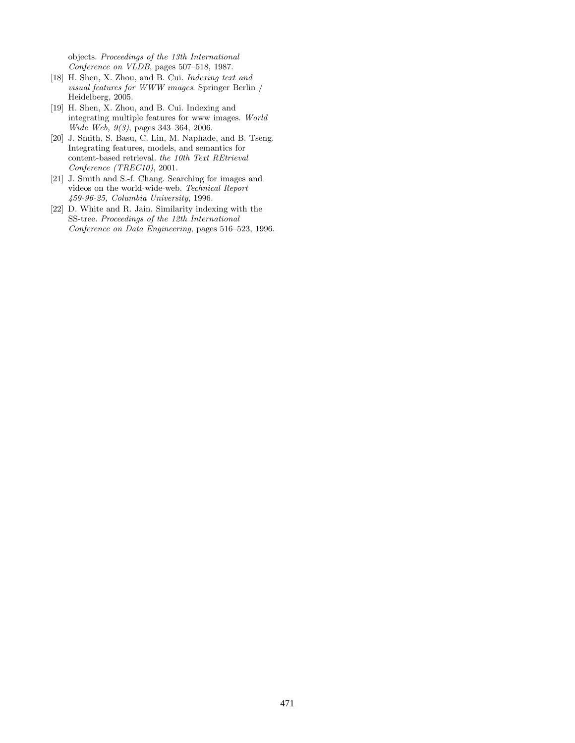objects. *Proceedings of the 13th International Conference on VLDB*, pages 507–518, 1987.

[18] H. Shen, X. Zhou, and B. Cui. *Indexing text and visual features for WWW images*. Springer Berlin / Heidelberg, 2005.

[19] H. Shen, X. Zhou, and B. Cui. Indexing and integrating multiple features for www images. *World Wide Web, 9(3)*, pages 343–364, 2006.

[20] J. Smith, S. Basu, C. Lin, M. Naphade, and B. Tseng. Integrating features, models, and semantics for content-based retrieval. *the 10th Text REtrieval Conference (TREC10)*, 2001.

[21] J. Smith and S.-f. Chang. Searching for images and videos on the world-wide-web. *Technical Report 459-96-25, Columbia University*, 1996.

[22] D. White and R. Jain. Similarity indexing with the SS-tree. *Proceedings of the 12th International Conference on Data Engineering*, pages 516–523, 1996.